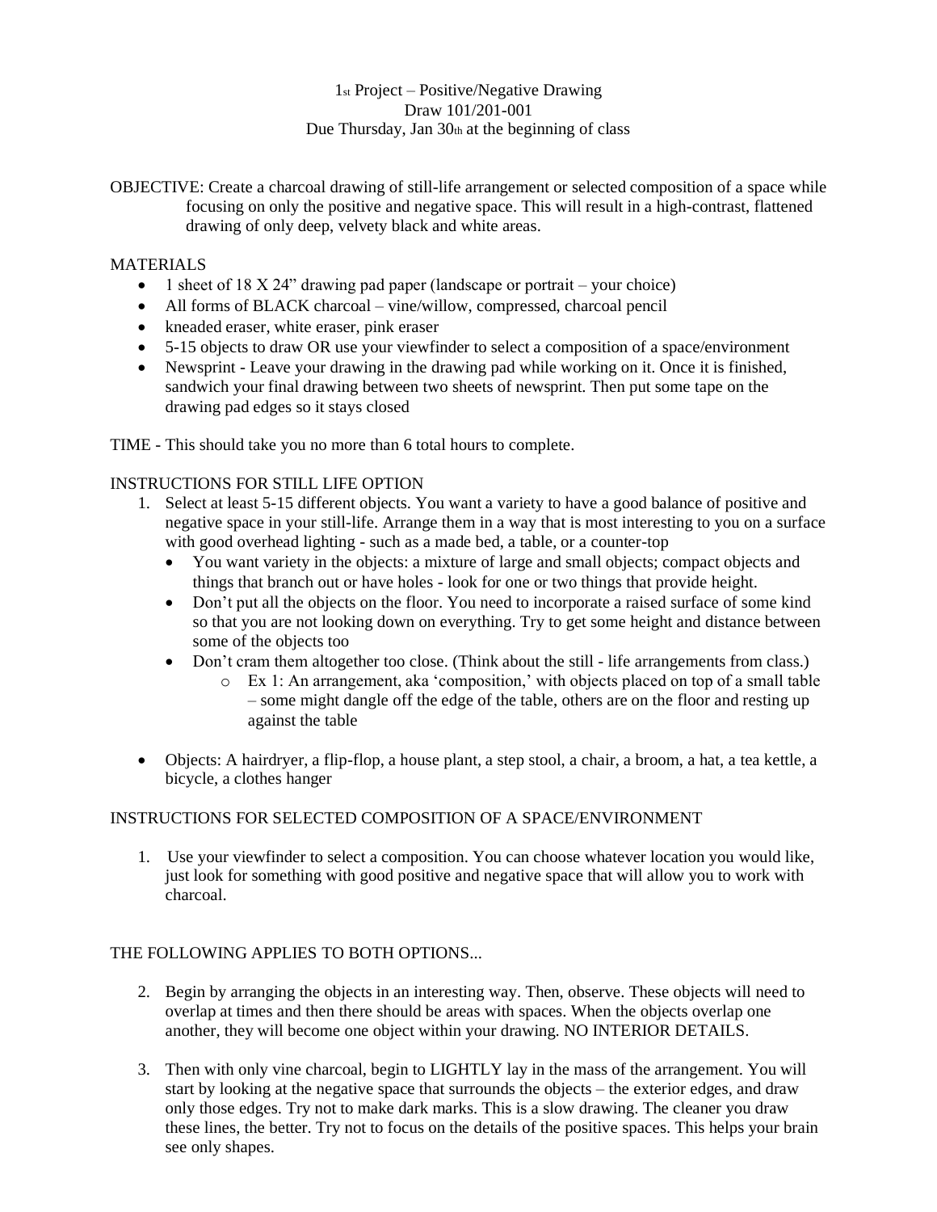1st Project – Positive/Negative Drawing
Draw 101/201-001
Due Thursday, Jan 30th at the beginning of class

OBJECTIVE: Create a charcoal drawing of still-life arrangement or selected composition of a space while focusing on only the positive and negative space. This will result in a high-contrast, flattened drawing of only deep, velvety black and white areas.

MATERIALS

- 1 sheet of 18 X 24" drawing pad paper (landscape or portrait – your choice)
- All forms of BLACK charcoal – vine/willow, compressed, charcoal pencil
- kneaded eraser, white eraser, pink eraser
- 5-15 objects to draw OR use your viewfinder to select a composition of a space/environment
- Newsprint - Leave your drawing in the drawing pad while working on it. Once it is finished, sandwich your final drawing between two sheets of newsprint. Then put some tape on the drawing pad edges so it stays closed

TIME - This should take you no more than 6 total hours to complete.

INSTRUCTIONS FOR STILL LIFE OPTION

1. Select at least 5-15 different objects. You want a variety to have a good balance of positive and negative space in your still-life. Arrange them in a way that is most interesting to you on a surface with good overhead lighting - such as a made bed, a table, or a counter-top
   - You want variety in the objects: a mixture of large and small objects; compact objects and things that branch out or have holes - look for one or two things that provide height.
   - Don't put all the objects on the floor. You need to incorporate a raised surface of some kind so that you are not looking down on everything. Try to get some height and distance between some of the objects too
   - Don't cram them altogether too close. (Think about the still - life arrangements from class.)
     - Ex 1: An arrangement, aka 'composition,' with objects placed on top of a small table – some might dangle off the edge of the table, others are on the floor and resting up against the table

- Objects: A hairdryer, a flip-flop, a house plant, a step stool, a chair, a broom, a hat, a tea kettle, a bicycle, a clothes hanger

INSTRUCTIONS FOR SELECTED COMPOSITION OF A SPACE/ENVIRONMENT

1. Use your viewfinder to select a composition. You can choose whatever location you would like, just look for something with good positive and negative space that will allow you to work with charcoal.

THE FOLLOWING APPLIES TO BOTH OPTIONS...

2. Begin by arranging the objects in an interesting way. Then, observe. These objects will need to overlap at times and then there should be areas with spaces. When the objects overlap one another, they will become one object within your drawing. NO INTERIOR DETAILS.

3. Then with only vine charcoal, begin to LIGHTLY lay in the mass of the arrangement. You will start by looking at the negative space that surrounds the objects – the exterior edges, and draw only those edges. Try not to make dark marks. This is a slow drawing. The cleaner you draw these lines, the better. Try not to focus on the details of the positive spaces. This helps your brain see only shapes.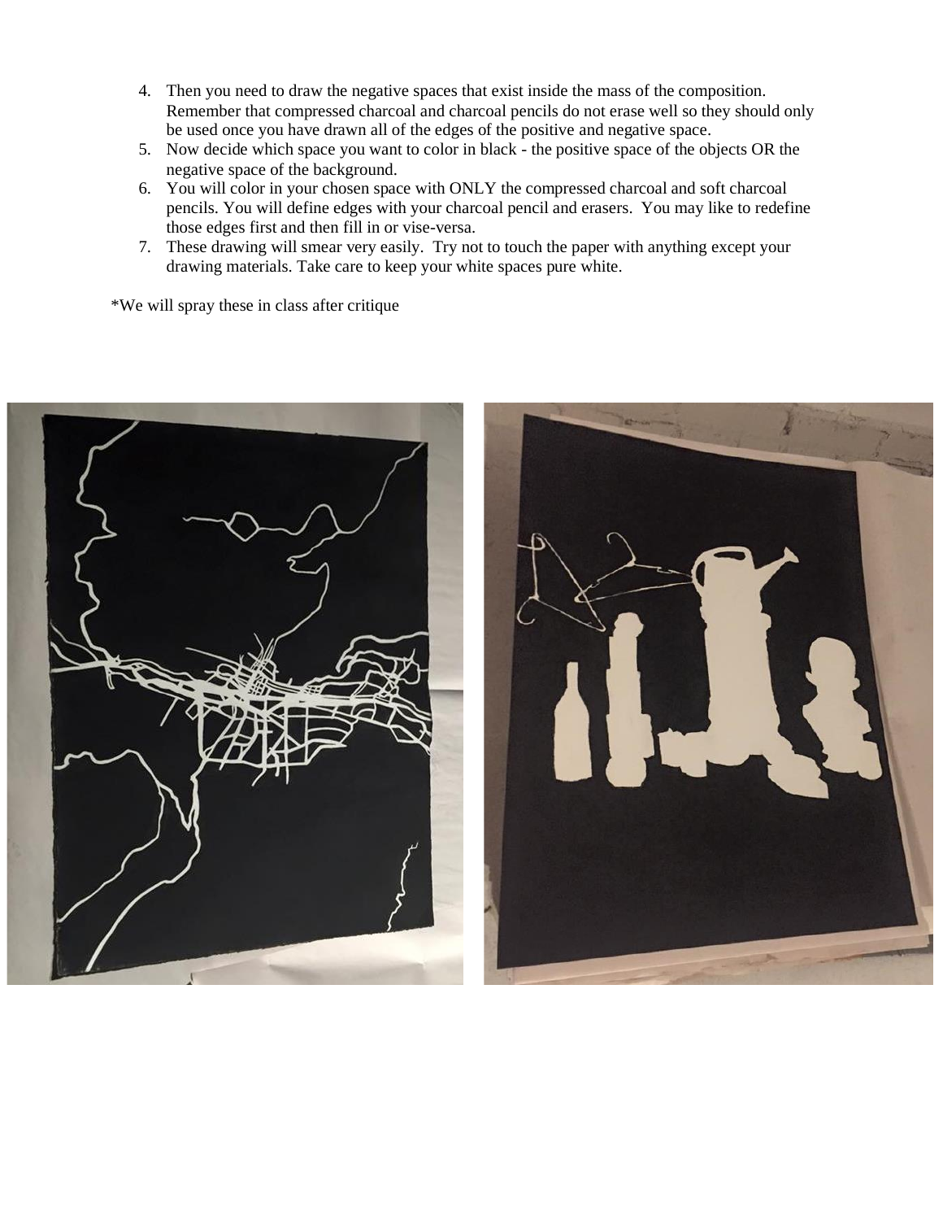4. Then you need to draw the negative spaces that exist inside the mass of the composition. Remember that compressed charcoal and charcoal pencils do not erase well so they should only be used once you have drawn all of the edges of the positive and negative space.
5. Now decide which space you want to color in black - the positive space of the objects OR the negative space of the background.
6. You will color in your chosen space with ONLY the compressed charcoal and soft charcoal pencils. You will define edges with your charcoal pencil and erasers. You may like to redefine those edges first and then fill in or vise-versa.
7. These drawing will smear very easily. Try not to touch the paper with anything except your drawing materials. Take care to keep your white spaces pure white.

*We will spray these in class after critique